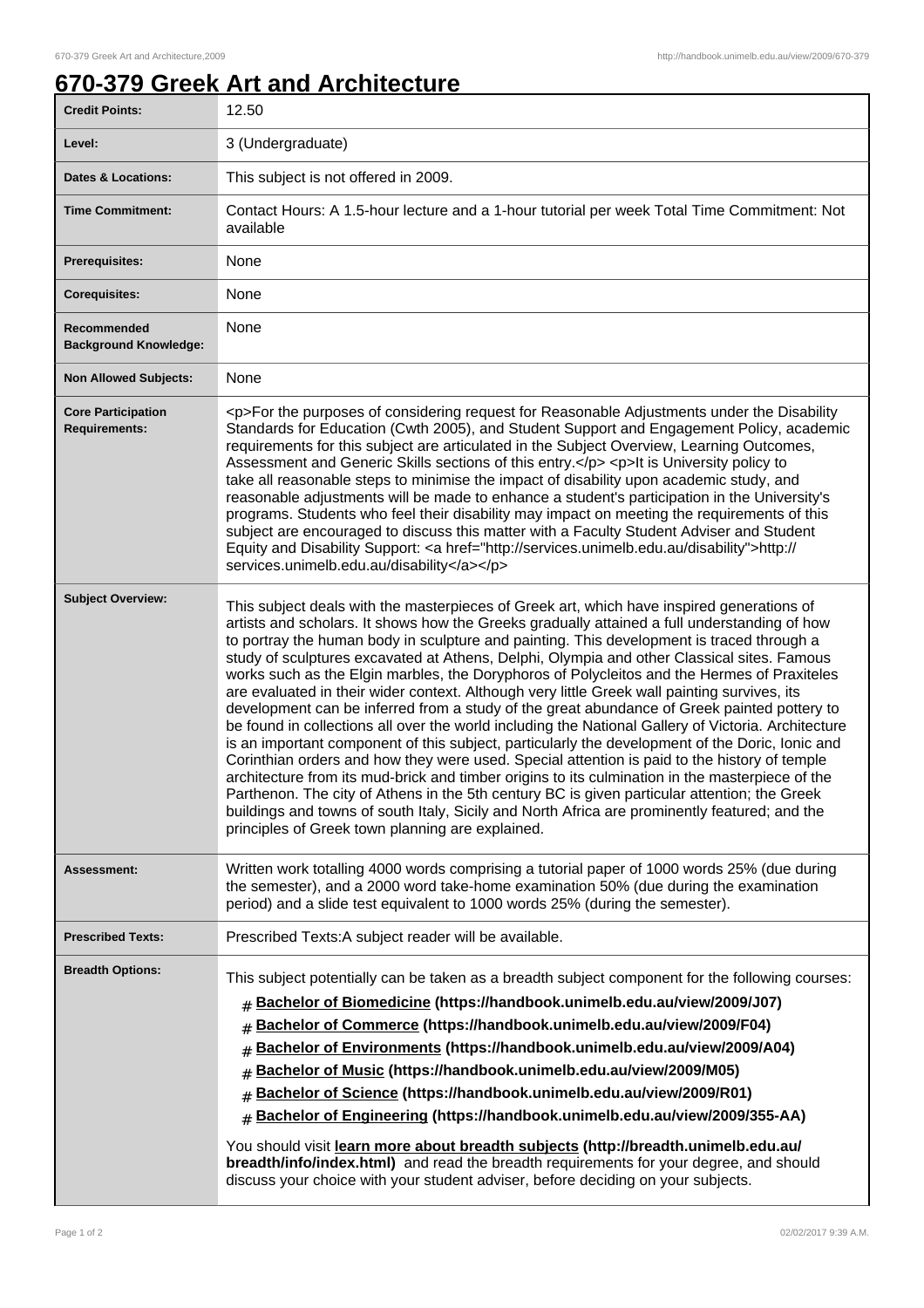# 670-379 Greek Art and Architecture

| | |
|---|---|
| **Credit Points:** | 12.50 |
| **Level:** | 3 (Undergraduate) |
| **Dates & Locations:** | This subject is not offered in 2009. |
| **Time Commitment:** | Contact Hours: A 1.5-hour lecture and a 1-hour tutorial per week Total Time Commitment: Not available |
| **Prerequisites:** | None |
| **Corequisites:** | None |
| **Recommended Background Knowledge:** | None |
| **Non Allowed Subjects:** | None |
| **Core Participation Requirements:** | <p>For the purposes of considering request for Reasonable Adjustments under the Disability Standards for Education (Cwth 2005), and Student Support and Engagement Policy, academic requirements for this subject are articulated in the Subject Overview, Learning Outcomes, Assessment and Generic Skills sections of this entry.</p> <p>It is University policy to take all reasonable steps to minimise the impact of disability upon academic study, and reasonable adjustments will be made to enhance a student's participation in the University's programs. Students who feel their disability may impact on meeting the requirements of this subject are encouraged to discuss this matter with a Faculty Student Adviser and Student Equity and Disability Support: <a href="http://services.unimelb.edu.au/disability">http://services.unimelb.edu.au/disability</a></p> |
| **Subject Overview:** | This subject deals with the masterpieces of Greek art, which have inspired generations of artists and scholars. It shows how the Greeks gradually attained a full understanding of how to portray the human body in sculpture and painting. This development is traced through a study of sculptures excavated at Athens, Delphi, Olympia and other Classical sites. Famous works such as the Elgin marbles, the Doryphoros of Polycleitos and the Hermes of Praxiteles are evaluated in their wider context. Although very little Greek wall painting survives, its development can be inferred from a study of the great abundance of Greek painted pottery to be found in collections all over the world including the National Gallery of Victoria. Architecture is an important component of this subject, particularly the development of the Doric, Ionic and Corinthian orders and how they were used. Special attention is paid to the history of temple architecture from its mud-brick and timber origins to its culmination in the masterpiece of the Parthenon. The city of Athens in the 5th century BC is given particular attention; the Greek buildings and towns of south Italy, Sicily and North Africa are prominently featured; and the principles of Greek town planning are explained. |
| **Assessment:** | Written work totalling 4000 words comprising a tutorial paper of 1000 words 25% (due during the semester), and a 2000 word take-home examination 50% (due during the examination period) and a slide test equivalent to 1000 words 25% (during the semester). |
| **Prescribed Texts:** | Prescribed Texts:A subject reader will be available. |
| **Breadth Options:** | This subject potentially can be taken as a breadth subject component for the following courses: # Bachelor of Biomedicine (https://handbook.unimelb.edu.au/view/2009/J07) # Bachelor of Commerce (https://handbook.unimelb.edu.au/view/2009/F04) # Bachelor of Environments (https://handbook.unimelb.edu.au/view/2009/A04) # Bachelor of Music (https://handbook.unimelb.edu.au/view/2009/M05) # Bachelor of Science (https://handbook.unimelb.edu.au/view/2009/R01) # Bachelor of Engineering (https://handbook.unimelb.edu.au/view/2009/355-AA) You should visit **learn more about breadth subjects (http://breadth.unimelb.edu.au/breadth/info/index.html)** and read the breadth requirements for your degree, and should discuss your choice with your student adviser, before deciding on your subjects. |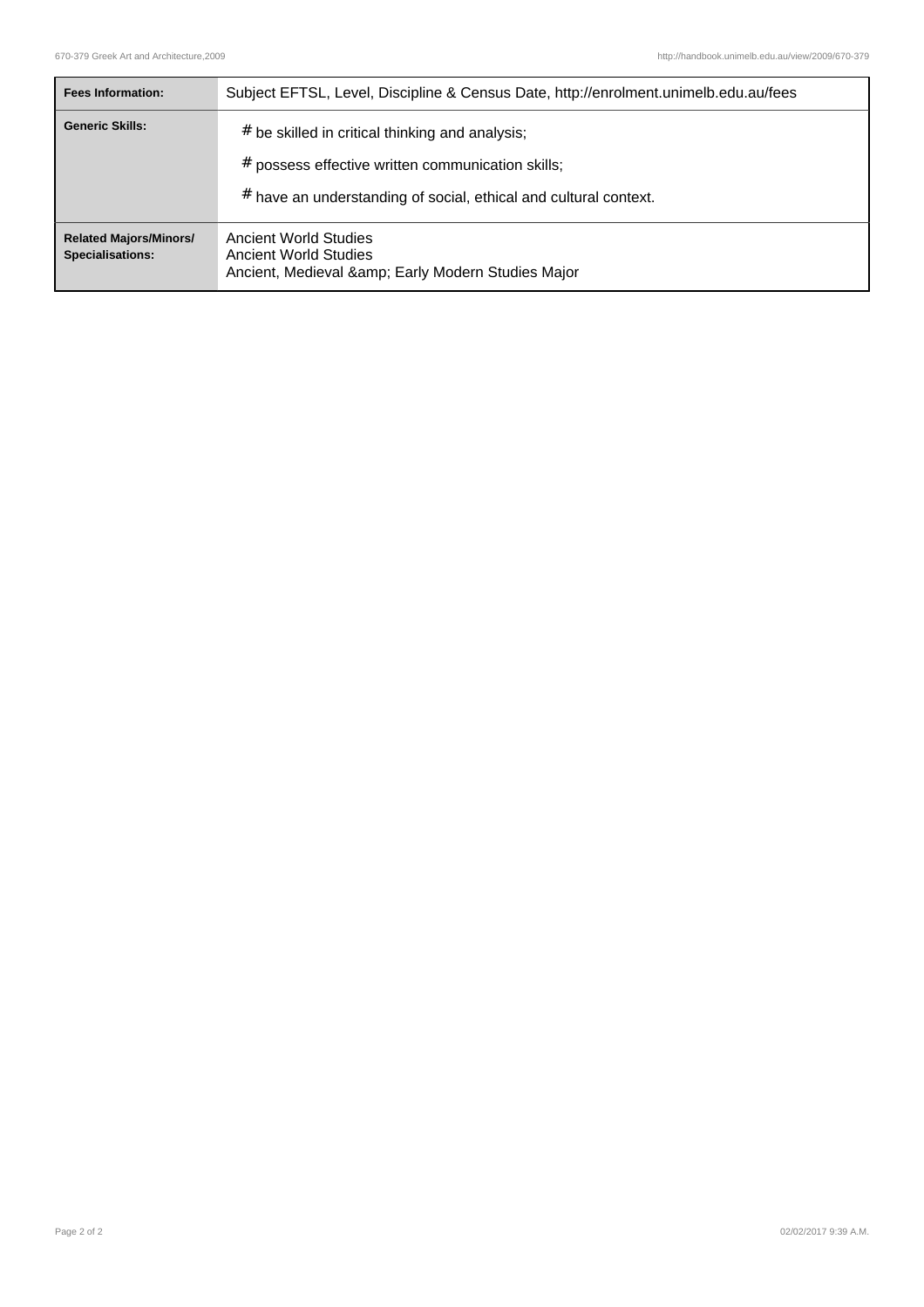| | |
|---|---|
| **Fees Information:** | Subject EFTSL, Level, Discipline & Census Date, http://enrolment.unimelb.edu.au/fees |
| **Generic Skills:** | # be skilled in critical thinking and analysis;<br># possess effective written communication skills;<br># have an understanding of social, ethical and cultural context. |
| **Related Majors/Minors/ Specialisations:** | Ancient World Studies<br>Ancient World Studies<br>Ancient, Medieval &amp; Early Modern Studies Major |